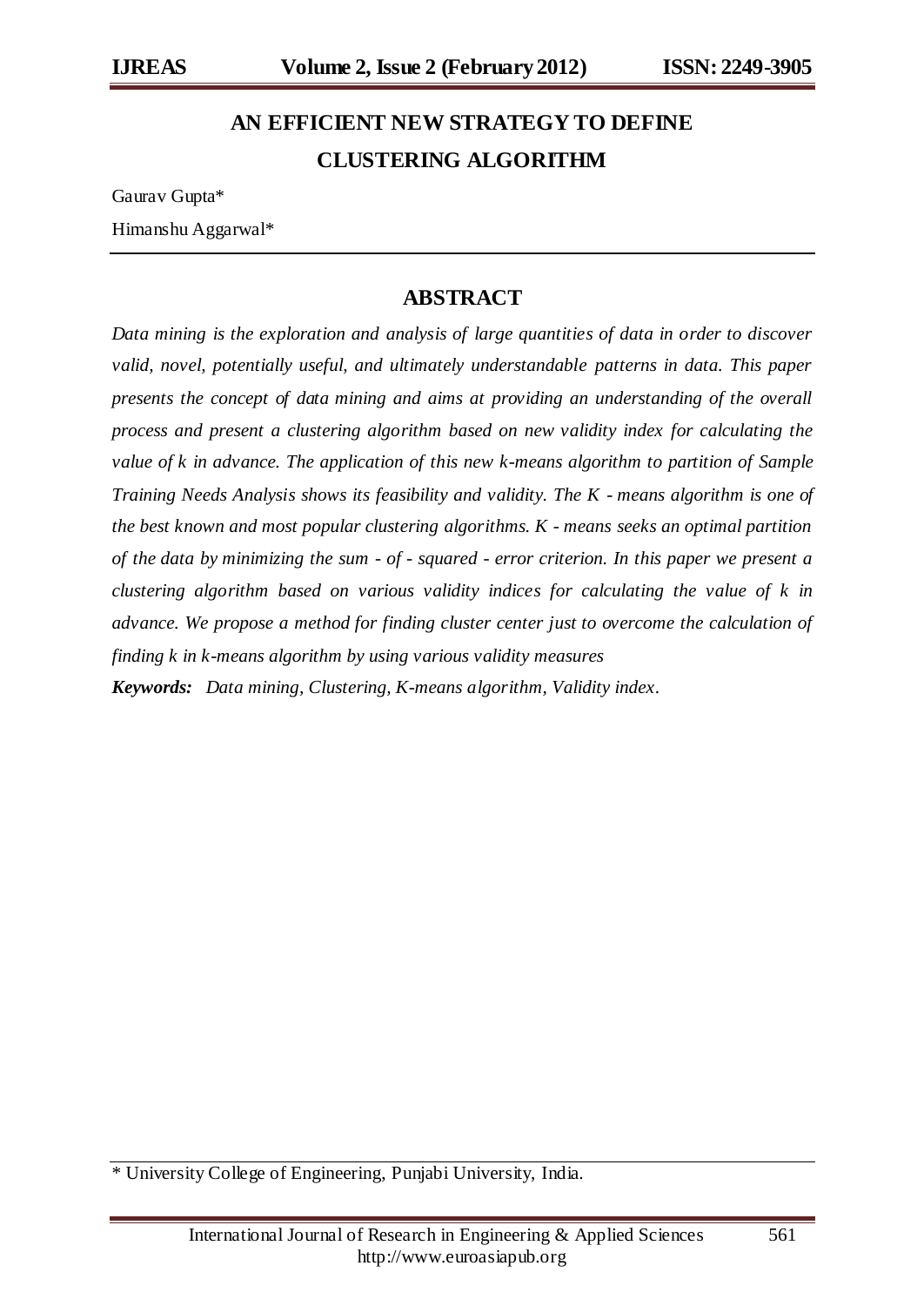# AN EFFICIENT NEW STRATEGY TO DEFINE CLUSTERING ALGORITHM

Gaurav Gupta*

Himanshu Aggarwal*

## ABSTRACT

*Data mining is the exploration and analysis of large quantities of data in order to discover valid, novel, potentially useful, and ultimately understandable patterns in data. This paper presents the concept of data mining and aims at providing an understanding of the overall process and present a clustering algorithm based on new validity index for calculating the value of k in advance. The application of this new k-means algorithm to partition of Sample Training Needs Analysis shows its feasibility and validity. The K - means algorithm is one of the best known and most popular clustering algorithms. K - means seeks an optimal partition of the data by minimizing the sum - of - squared - error criterion. In this paper we present a clustering algorithm based on various validity indices for calculating the value of k in advance. We propose a method for finding cluster center just to overcome the calculation of finding k in k-means algorithm by using various validity measures*

***Keywords:*** *Data mining, Clustering, K-means algorithm, Validity index.*

\* University College of Engineering, Punjabi University, India.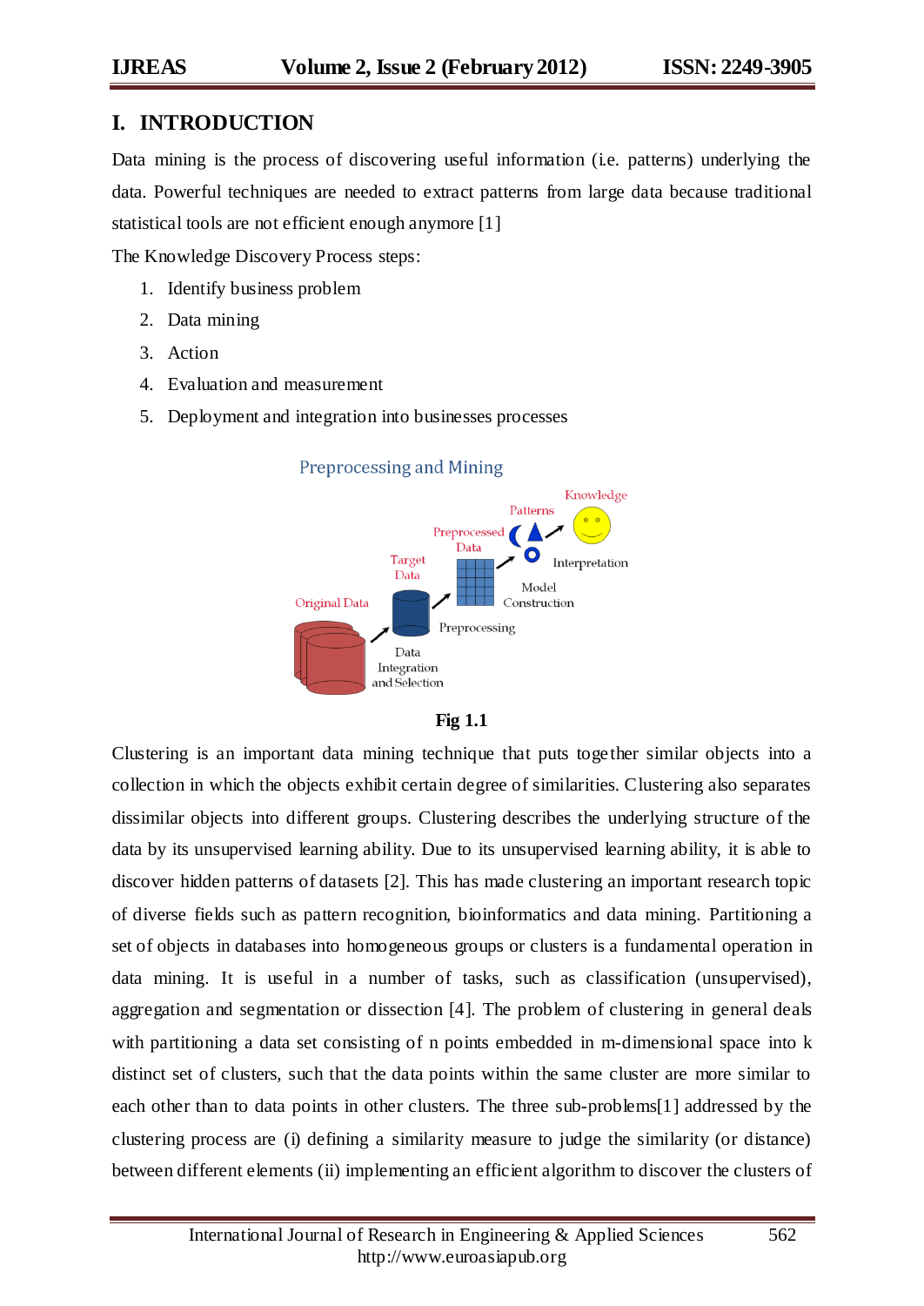# I. INTRODUCTION

Data mining is the process of discovering useful information (i.e. patterns) underlying the data. Powerful techniques are needed to extract patterns from large data because traditional statistical tools are not efficient enough anymore [1]

The Knowledge Discovery Process steps:

1. Identify business problem
2. Data mining
3. Action
4. Evaluation and measurement
5. Deployment and integration into businesses processes

**Fig 1.1**

Clustering is an important data mining technique that puts together similar objects into a collection in which the objects exhibit certain degree of similarities. Clustering also separates dissimilar objects into different groups. Clustering describes the underlying structure of the data by its unsupervised learning ability. Due to its unsupervised learning ability, it is able to discover hidden patterns of datasets [2]. This has made clustering an important research topic of diverse fields such as pattern recognition, bioinformatics and data mining. Partitioning a set of objects in databases into homogeneous groups or clusters is a fundamental operation in data mining. It is useful in a number of tasks, such as classification (unsupervised), aggregation and segmentation or dissection [4]. The problem of clustering in general deals with partitioning a data set consisting of n points embedded in m-dimensional space into k distinct set of clusters, such that the data points within the same cluster are more similar to each other than to data points in other clusters. The three sub-problems[1] addressed by the clustering process are (i) defining a similarity measure to judge the similarity (or distance) between different elements (ii) implementing an efficient algorithm to discover the clusters of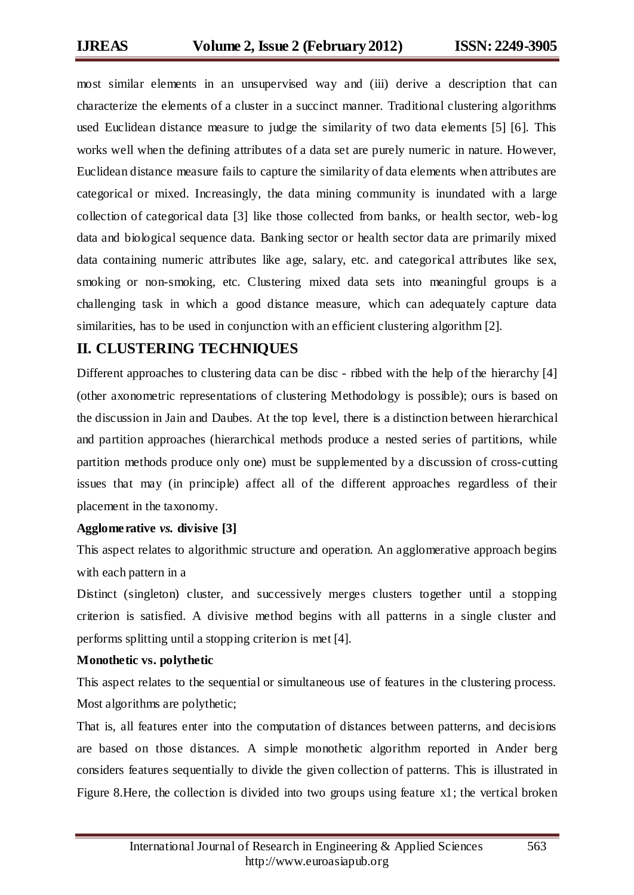most similar elements in an unsupervised way and (iii) derive a description that can characterize the elements of a cluster in a succinct manner. Traditional clustering algorithms used Euclidean distance measure to judge the similarity of two data elements [5] [6]. This works well when the defining attributes of a data set are purely numeric in nature. However, Euclidean distance measure fails to capture the similarity of data elements when attributes are categorical or mixed. Increasingly, the data mining community is inundated with a large collection of categorical data [3] like those collected from banks, or health sector, web-log data and biological sequence data. Banking sector or health sector data are primarily mixed data containing numeric attributes like age, salary, etc. and categorical attributes like sex, smoking or non-smoking, etc. Clustering mixed data sets into meaningful groups is a challenging task in which a good distance measure, which can adequately capture data similarities, has to be used in conjunction with an efficient clustering algorithm [2].

## II. CLUSTERING TECHNIQUES

Different approaches to clustering data can be disc - ribbed with the help of the hierarchy [4] (other axonometric representations of clustering Methodology is possible); ours is based on the discussion in Jain and Daubes. At the top level, there is a distinction between hierarchical and partition approaches (hierarchical methods produce a nested series of partitions, while partition methods produce only one) must be supplemented by a discussion of cross-cutting issues that may (in principle) affect all of the different approaches regardless of their placement in the taxonomy.

**Agglomerative *vs.* divisive [3]**

This aspect relates to algorithmic structure and operation. An agglomerative approach begins with each pattern in a

Distinct (singleton) cluster, and successively merges clusters together until a stopping criterion is satisfied. A divisive method begins with all patterns in a single cluster and performs splitting until a stopping criterion is met [4].

**Monothetic vs. polythetic**

This aspect relates to the sequential or simultaneous use of features in the clustering process. Most algorithms are polythetic;

That is, all features enter into the computation of distances between patterns, and decisions are based on those distances. A simple monothetic algorithm reported in Ander berg considers features sequentially to divide the given collection of patterns. This is illustrated in Figure 8.Here, the collection is divided into two groups using feature x1; the vertical broken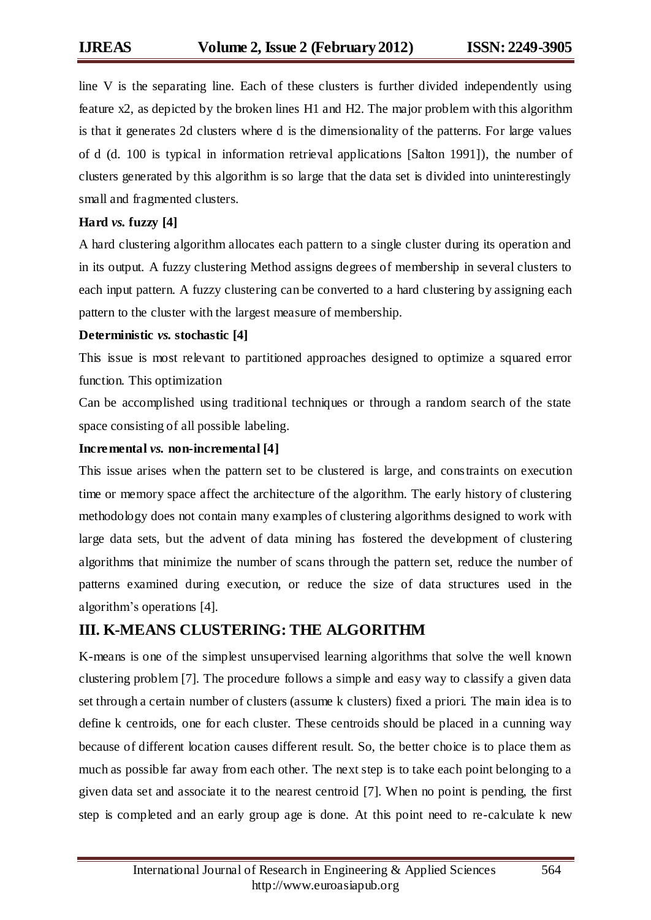line V is the separating line. Each of these clusters is further divided independently using feature x2, as depicted by the broken lines H1 and H2. The major problem with this algorithm is that it generates 2d clusters where d is the dimensionality of the patterns. For large values of d (d. 100 is typical in information retrieval applications [Salton 1991]), the number of clusters generated by this algorithm is so large that the data set is divided into uninterestingly small and fragmented clusters.

**Hard *vs.* fuzzy [4]**

A hard clustering algorithm allocates each pattern to a single cluster during its operation and in its output. A fuzzy clustering Method assigns degrees of membership in several clusters to each input pattern. A fuzzy clustering can be converted to a hard clustering by assigning each pattern to the cluster with the largest measure of membership.

**Deterministic *vs.* stochastic [4]**

This issue is most relevant to partitioned approaches designed to optimize a squared error function. This optimization

Can be accomplished using traditional techniques or through a random search of the state space consisting of all possible labeling.

**Incremental *vs.* non-incremental [4]**

This issue arises when the pattern set to be clustered is large, and constraints on execution time or memory space affect the architecture of the algorithm. The early history of clustering methodology does not contain many examples of clustering algorithms designed to work with large data sets, but the advent of data mining has fostered the development of clustering algorithms that minimize the number of scans through the pattern set, reduce the number of patterns examined during execution, or reduce the size of data structures used in the algorithm's operations [4].

## III. K-MEANS CLUSTERING: THE ALGORITHM

K-means is one of the simplest unsupervised learning algorithms that solve the well known clustering problem [7]. The procedure follows a simple and easy way to classify a given data set through a certain number of clusters (assume k clusters) fixed a priori. The main idea is to define k centroids, one for each cluster. These centroids should be placed in a cunning way because of different location causes different result. So, the better choice is to place them as much as possible far away from each other. The next step is to take each point belonging to a given data set and associate it to the nearest centroid [7]. When no point is pending, the first step is completed and an early group age is done. At this point need to re-calculate k new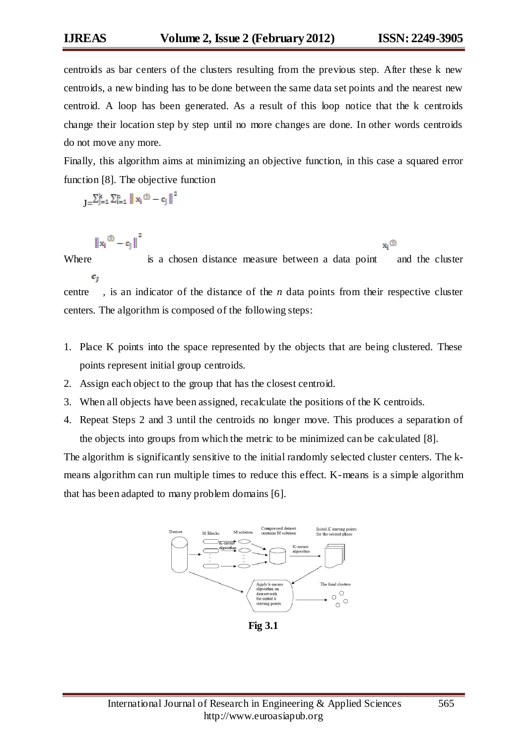centroids as bar centers of the clusters resulting from the previous step. After these k new centroids, a new binding has to be done between the same data set points and the nearest new centroid. A loop has been generated. As a result of this loop notice that the k centroids change their location step by step until no more changes are done. In other words centroids do not move any more.

Finally, this algorithm aims at minimizing an objective function, in this case a squared error function [8]. The objective function

$$J=\sum_{j=1}^{k}\sum_{i=1}^{n}\left\| x_i^{(j)} - c_j \right\|^2$$

Where $\left\| x_i^{(j)} - c_j \right\|^2$ is a chosen distance measure between a data point $x_i^{(j)}$ and the cluster centre $c_j$, is an indicator of the distance of the *n* data points from their respective cluster centers. The algorithm is composed of the following steps:

1. Place K points into the space represented by the objects that are being clustered. These points represent initial group centroids.
2. Assign each object to the group that has the closest centroid.
3. When all objects have been assigned, recalculate the positions of the K centroids.
4. Repeat Steps 2 and 3 until the centroids no longer move. This produces a separation of the objects into groups from which the metric to be minimized can be calculated [8].

The algorithm is significantly sensitive to the initial randomly selected cluster centers. The k-means algorithm can run multiple times to reduce this effect. K-means is a simple algorithm that has been adapted to many problem domains [6].

Dataset | M Blocks | K-means algorithm | M solution | Compressed dataset contains M solution | K-means algorithm | Initial *K* starting points for the second phase | Apply k-means algorithm on dataset with the initial k starting points | The final clusters

**Fig 3.1**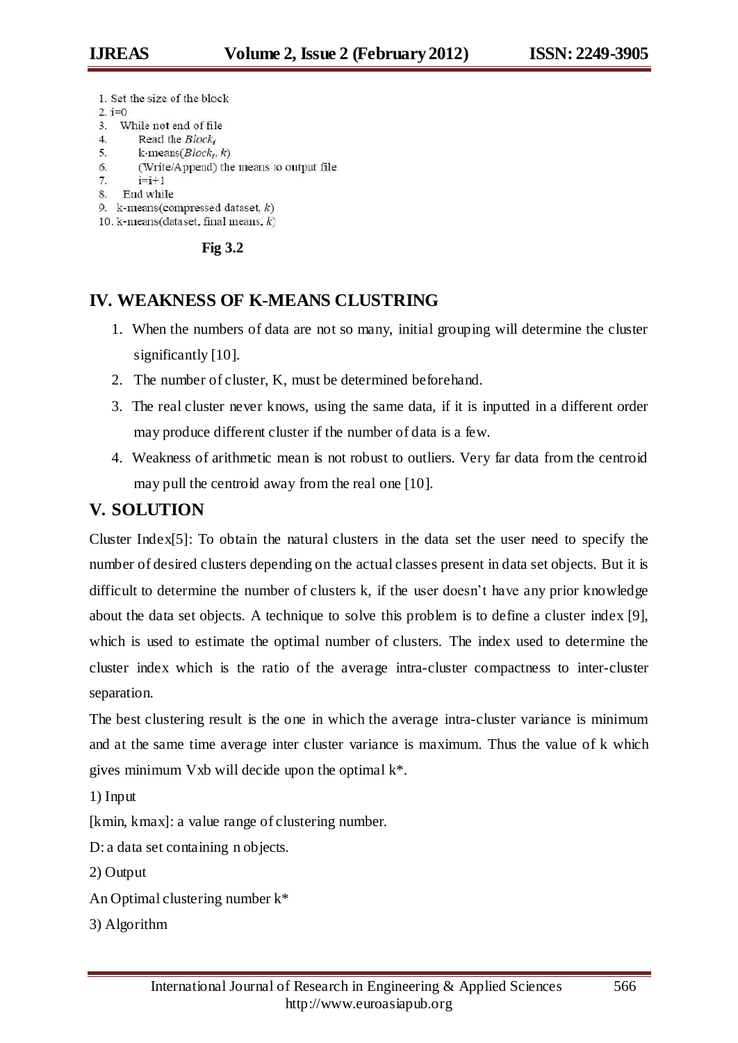1. Set the size of the block
2. i=0
3. While not end of file
4. Read the $Block_i$
5. k-means($Block_i$, $k$)
6. (Write/Append) the means to output file
7. i=i+1
8. End while
9. k-means(compressed dataset, $k$)
10. k-means(dataset, final means, $k$)

**Fig 3.2**

## IV. WEAKNESS OF K-MEANS CLUSTRING

1. When the numbers of data are not so many, initial grouping will determine the cluster significantly [10].
2. The number of cluster, K, must be determined beforehand.
3. The real cluster never knows, using the same data, if it is inputted in a different order may produce different cluster if the number of data is a few.
4. Weakness of arithmetic mean is not robust to outliers. Very far data from the centroid may pull the centroid away from the real one [10].

## V. SOLUTION

Cluster Index[5]: To obtain the natural clusters in the data set the user need to specify the number of desired clusters depending on the actual classes present in data set objects. But it is difficult to determine the number of clusters k, if the user doesn't have any prior knowledge about the data set objects. A technique to solve this problem is to define a cluster index [9], which is used to estimate the optimal number of clusters. The index used to determine the cluster index which is the ratio of the average intra-cluster compactness to inter-cluster separation.

The best clustering result is the one in which the average intra-cluster variance is minimum and at the same time average inter cluster variance is maximum. Thus the value of k which gives minimum Vxb will decide upon the optimal k*.

1) Input

[kmin, kmax]: a value range of clustering number.

D: a data set containing n objects.

2) Output

An Optimal clustering number k*

3) Algorithm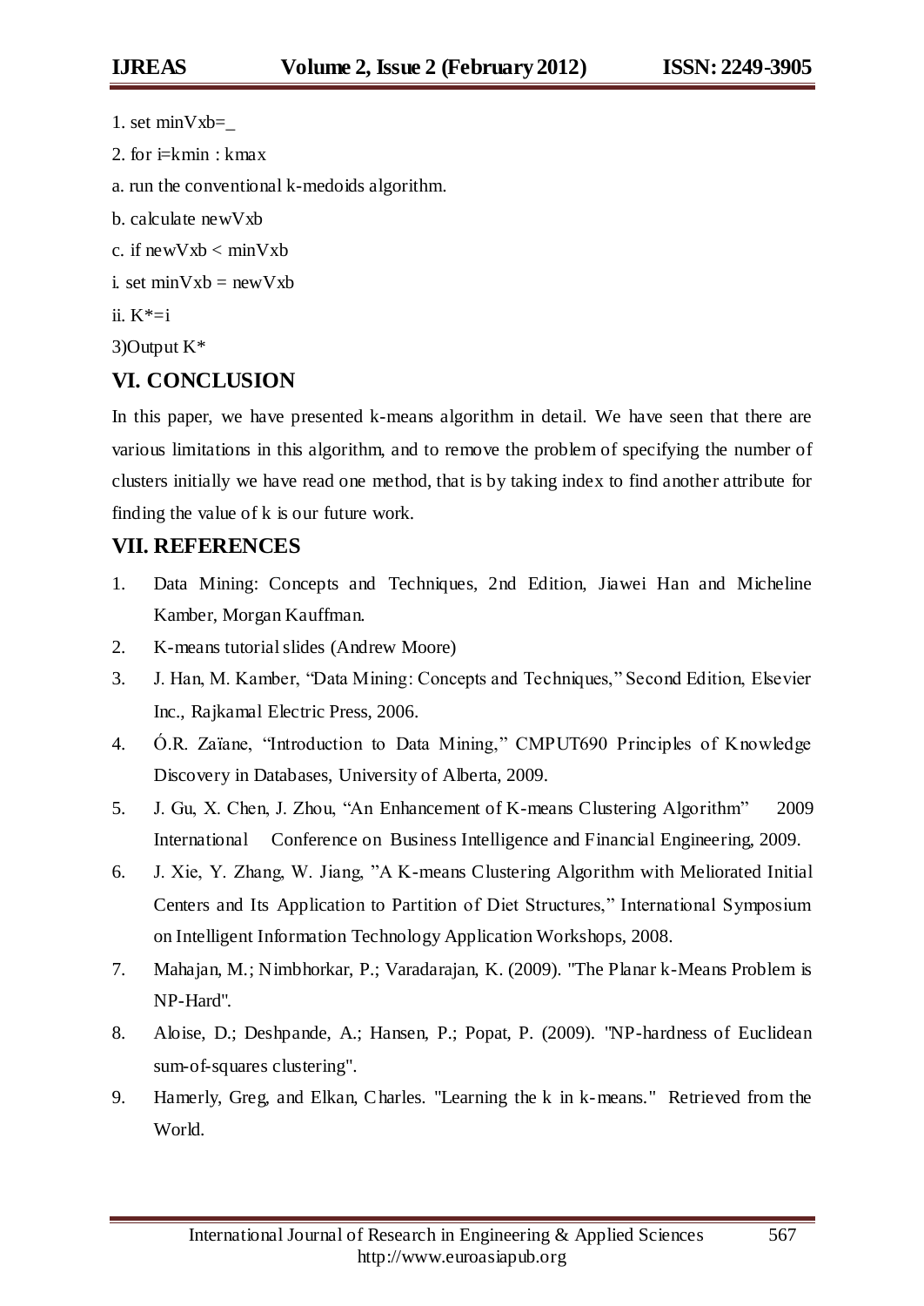1. set minVxb=_

2. for i=kmin : kmax

a. run the conventional k-medoids algorithm.

b. calculate newVxb

c. if newVxb < minVxb

i. set minVxb = newVxb

ii. K*=i

3)Output K*

## VI. CONCLUSION

In this paper, we have presented k-means algorithm in detail. We have seen that there are various limitations in this algorithm, and to remove the problem of specifying the number of clusters initially we have read one method, that is by taking index to find another attribute for finding the value of k is our future work.

## VII. REFERENCES

1. Data Mining: Concepts and Techniques, 2nd Edition, Jiawei Han and Micheline Kamber, Morgan Kauffman.
2. K-means tutorial slides (Andrew Moore)
3. J. Han, M. Kamber, "Data Mining: Concepts and Techniques," Second Edition, Elsevier Inc., Rajkamal Electric Press, 2006.
4. Ó.R. Zaïane, "Introduction to Data Mining," CMPUT690 Principles of Knowledge Discovery in Databases, University of Alberta, 2009.
5. J. Gu, X. Chen, J. Zhou, "An Enhancement of K-means Clustering Algorithm" 2009 International Conference on Business Intelligence and Financial Engineering, 2009.
6. J. Xie, Y. Zhang, W. Jiang, "A K-means Clustering Algorithm with Meliorated Initial Centers and Its Application to Partition of Diet Structures," International Symposium on Intelligent Information Technology Application Workshops, 2008.
7. Mahajan, M.; Nimbhorkar, P.; Varadarajan, K. (2009). "The Planar k-Means Problem is NP-Hard".
8. Aloise, D.; Deshpande, A.; Hansen, P.; Popat, P. (2009). "NP-hardness of Euclidean sum-of-squares clustering".
9. Hamerly, Greg, and Elkan, Charles. "Learning the k in k-means." Retrieved from the World.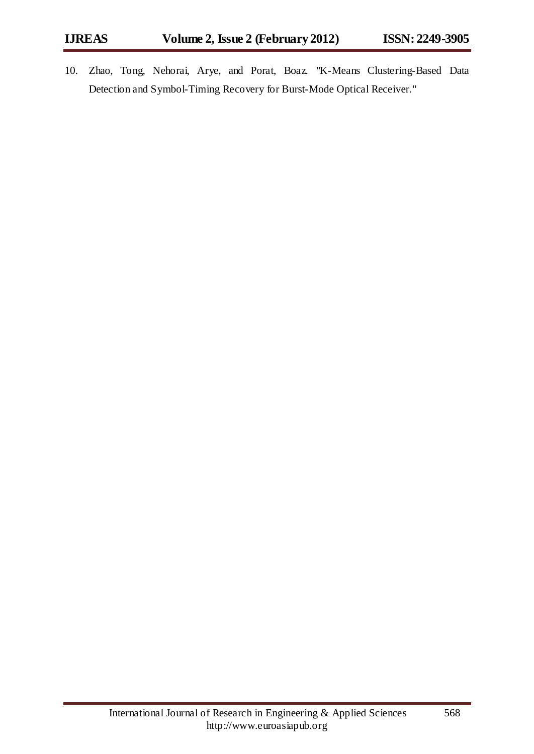10. Zhao, Tong, Nehorai, Arye, and Porat, Boaz. "K-Means Clustering-Based Data Detection and Symbol-Timing Recovery for Burst-Mode Optical Receiver."